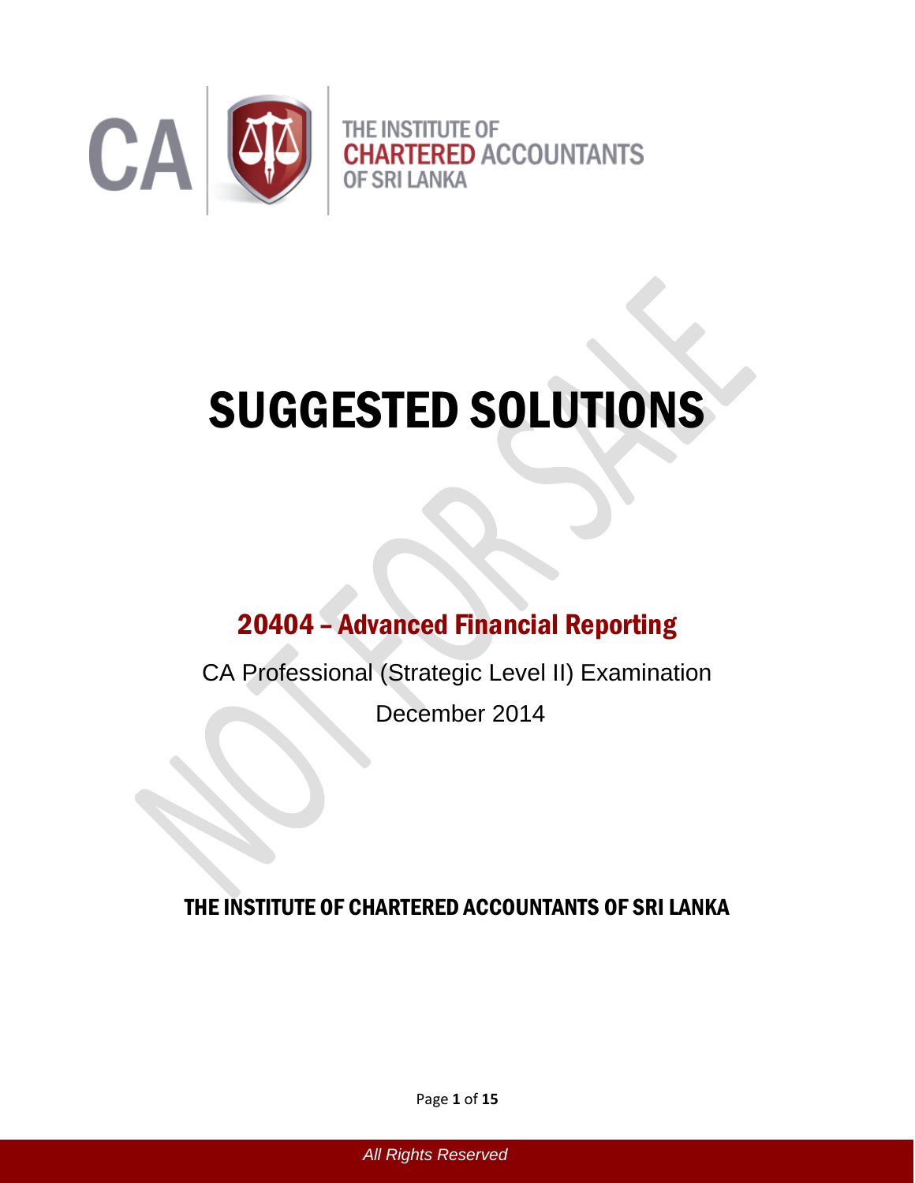CA

THE INSTITUTE OF
CHARTERED ACCOUNTANTS
OF SRI LANKA

# SUGGESTED SOLUTIONS

## 20404 – Advanced Financial Reporting

CA Professional (Strategic Level II) Examination

December 2014

**THE INSTITUTE OF CHARTERED ACCOUNTANTS OF SRI LANKA**

*All Rights Reserved*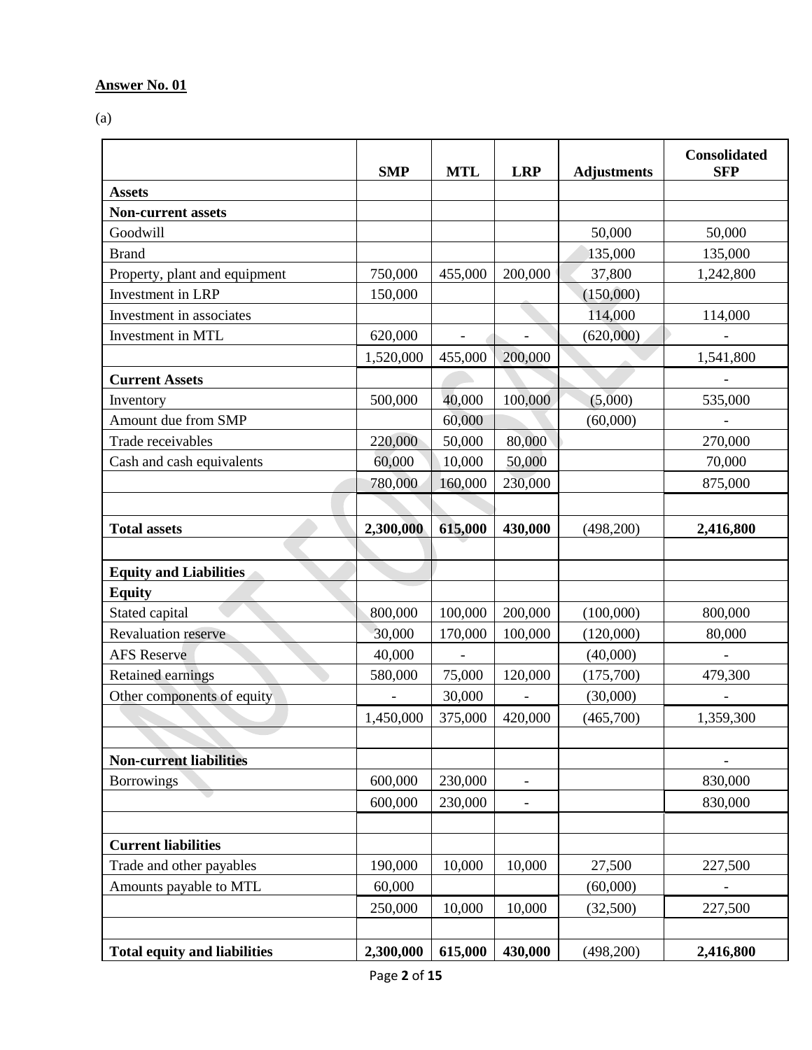**Answer No. 01**

(a)

| | SMP | MTL | LRP | Adjustments | Consolidated SFP |
|---|---|---|---|---|---|
| **Assets** | | | | | |
| **Non-current assets** | | | | | |
| Goodwill | | | | 50,000 | 50,000 |
| Brand | | | | 135,000 | 135,000 |
| Property, plant and equipment | 750,000 | 455,000 | 200,000 | 37,800 | 1,242,800 |
| Investment in LRP | 150,000 | | | (150,000) | |
| Investment in associates | | | | 114,000 | 114,000 |
| Investment in MTL | 620,000 | - | - | (620,000) | - |
| | 1,520,000 | 455,000 | 200,000 | | 1,541,800 |
| **Current Assets** | | | | | - |
| Inventory | 500,000 | 40,000 | 100,000 | (5,000) | 535,000 |
| Amount due from SMP | | 60,000 | | (60,000) | - |
| Trade receivables | 220,000 | 50,000 | 80,000 | | 270,000 |
| Cash and cash equivalents | 60,000 | 10,000 | 50,000 | | 70,000 |
| | 780,000 | 160,000 | 230,000 | | 875,000 |
| | | | | | |
| **Total assets** | **2,300,000** | **615,000** | **430,000** | (498,200) | **2,416,800** |
| | | | | | |
| **Equity and Liabilities** | | | | | |
| **Equity** | | | | | |
| Stated capital | 800,000 | 100,000 | 200,000 | (100,000) | 800,000 |
| Revaluation reserve | 30,000 | 170,000 | 100,000 | (120,000) | 80,000 |
| AFS Reserve | 40,000 | - | | (40,000) | - |
| Retained earnings | 580,000 | 75,000 | 120,000 | (175,700) | 479,300 |
| Other components of equity | - | 30,000 | - | (30,000) | - |
| | 1,450,000 | 375,000 | 420,000 | (465,700) | 1,359,300 |
| | | | | | |
| **Non-current liabilities** | | | | | - |
| Borrowings | 600,000 | 230,000 | - | | 830,000 |
| | 600,000 | 230,000 | - | | 830,000 |
| | | | | | |
| **Current liabilities** | | | | | |
| Trade and other payables | 190,000 | 10,000 | 10,000 | 27,500 | 227,500 |
| Amounts payable to MTL | 60,000 | | | (60,000) | - |
| | 250,000 | 10,000 | 10,000 | (32,500) | 227,500 |
| | | | | | |
| **Total equity and liabilities** | **2,300,000** | **615,000** | **430,000** | (498,200) | **2,416,800** |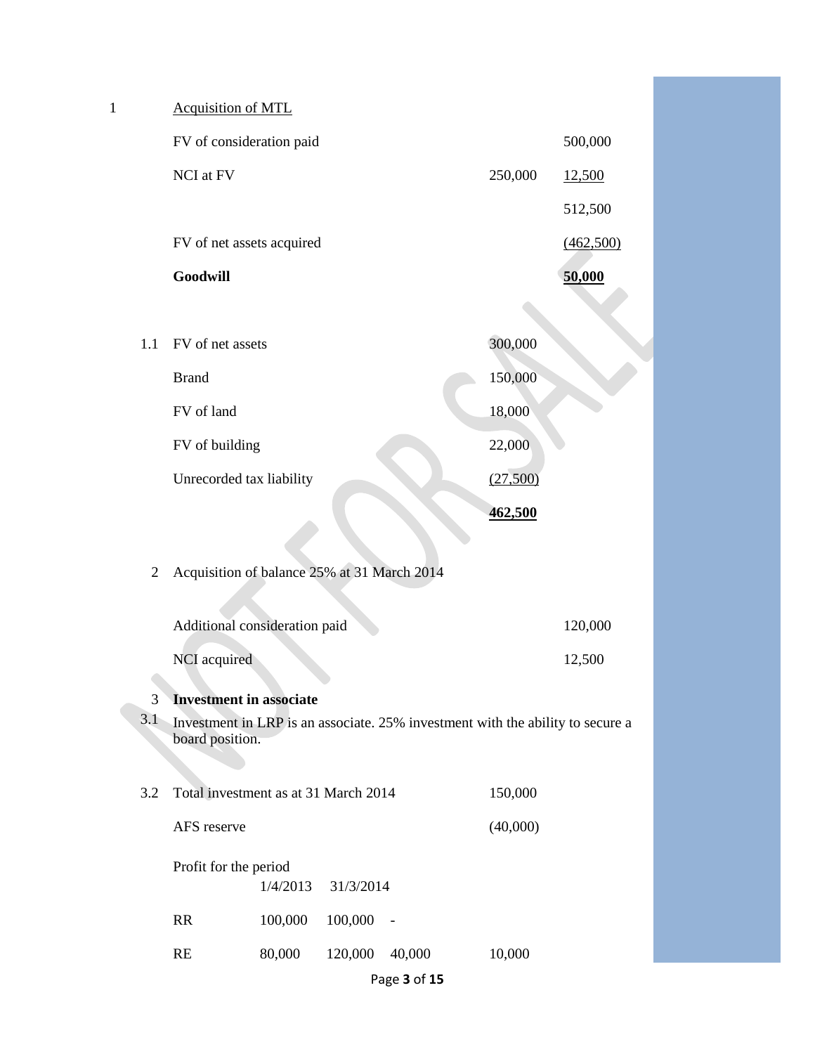1 Acquisition of MTL

| | | |
|---|---|---|
| FV of consideration paid | | 500,000 |
| NCI at FV | 250,000 | 12,500 |
| | | 512,500 |
| FV of net assets acquired | | (462,500) |
| **Goodwill** | | **50,000** |

1.1

| | |
|---|---|
| FV of net assets | 300,000 |
| Brand | 150,000 |
| FV of land | 18,000 |
| FV of building | 22,000 |
| Unrecorded tax liability | (27,500) |
| | **462,500** |

2 Acquisition of balance 25% at 31 March 2014

| | |
|---|---|
| Additional consideration paid | 120,000 |
| NCI acquired | 12,500 |

3 **Investment in associate**

3.1 Investment in LRP is an associate. 25% investment with the ability to secure a board position.

3.2

| | | | | |
|---|---|---|---|---|
| Total investment as at 31 March 2014 | | | | 150,000 |
| AFS reserve | | | | (40,000) |
| Profit for the period | 1/4/2013 | 31/3/2014 | | |
| RR | 100,000 | 100,000 | - | |
| RE | 80,000 | 120,000 | 40,000 | 10,000 |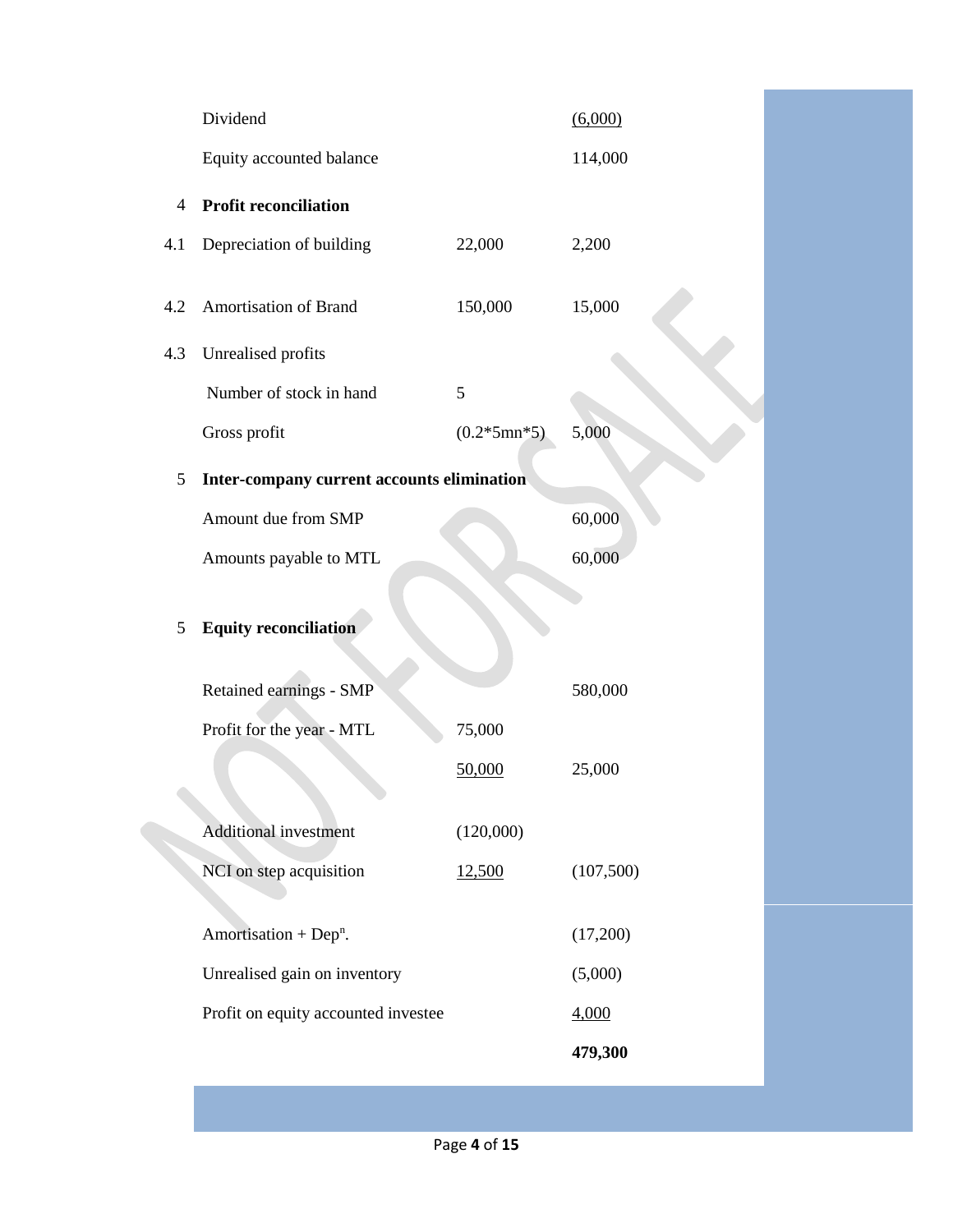| | | | |
|---|---|---|---|
| | Dividend | | (6,000) |
| | Equity accounted balance | | 114,000 |
| 4 | **Profit reconciliation** | | |
| 4.1 | Depreciation of building | 22,000 | 2,200 |
| 4.2 | Amortisation of Brand | 150,000 | 15,000 |
| 4.3 | Unrealised profits | | |
| | Number of stock in hand | 5 | |
| | Gross profit | (0.2*5mn*5) | 5,000 |
| 5 | **Inter-company current accounts elimination** | | |
| | Amount due from SMP | | 60,000 |
| | Amounts payable to MTL | | 60,000 |
| 5 | **Equity reconciliation** | | |
| | Retained earnings - SMP | | 580,000 |
| | Profit for the year - MTL | 75,000 | |
| | | 50,000 | 25,000 |
| | Additional investment | (120,000) | |
| | NCI on step acquisition | 12,500 | (107,500) |
| | Amortisation + Dep$^{n}$. | | (17,200) |
| | Unrealised gain on inventory | | (5,000) |
| | Profit on equity accounted investee | | 4,000 |
| | | | **479,300** |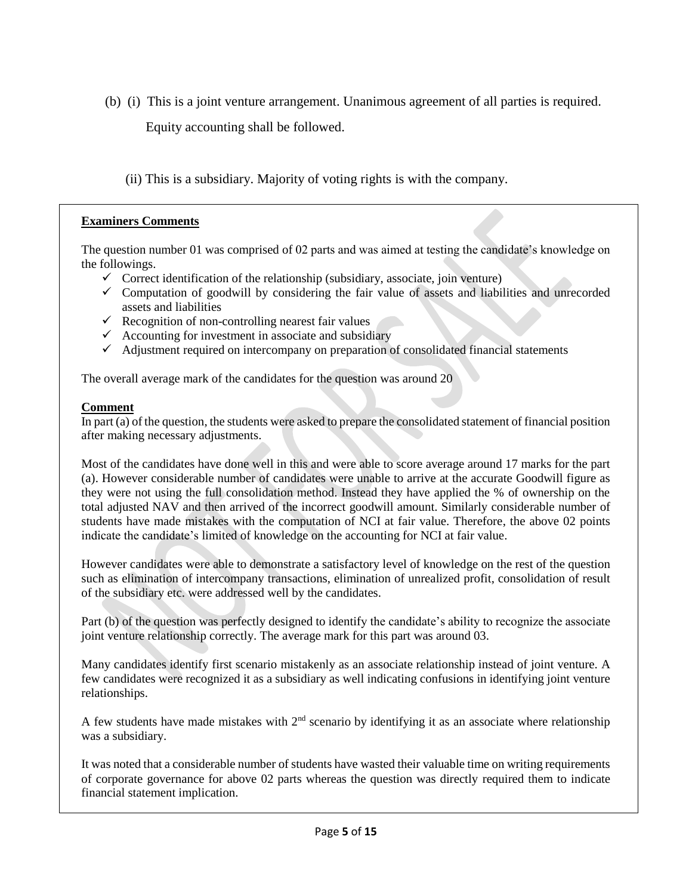(b) (i) This is a joint venture arrangement. Unanimous agreement of all parties is required.

Equity accounting shall be followed.

(ii) This is a subsidiary. Majority of voting rights is with the company.

**Examiners Comments**

The question number 01 was comprised of 02 parts and was aimed at testing the candidate's knowledge on the followings.

- ✓ Correct identification of the relationship (subsidiary, associate, join venture)
- ✓ Computation of goodwill by considering the fair value of assets and liabilities and unrecorded assets and liabilities
- ✓ Recognition of non-controlling nearest fair values
- ✓ Accounting for investment in associate and subsidiary
- ✓ Adjustment required on intercompany on preparation of consolidated financial statements

The overall average mark of the candidates for the question was around 20

**Comment**

In part (a) of the question, the students were asked to prepare the consolidated statement of financial position after making necessary adjustments.

Most of the candidates have done well in this and were able to score average around 17 marks for the part (a). However considerable number of candidates were unable to arrive at the accurate Goodwill figure as they were not using the full consolidation method. Instead they have applied the % of ownership on the total adjusted NAV and then arrived of the incorrect goodwill amount. Similarly considerable number of students have made mistakes with the computation of NCI at fair value. Therefore, the above 02 points indicate the candidate's limited of knowledge on the accounting for NCI at fair value.

However candidates were able to demonstrate a satisfactory level of knowledge on the rest of the question such as elimination of intercompany transactions, elimination of unrealized profit, consolidation of result of the subsidiary etc. were addressed well by the candidates.

Part (b) of the question was perfectly designed to identify the candidate's ability to recognize the associate joint venture relationship correctly. The average mark for this part was around 03.

Many candidates identify first scenario mistakenly as an associate relationship instead of joint venture. A few candidates were recognized it as a subsidiary as well indicating confusions in identifying joint venture relationships.

A few students have made mistakes with 2nd scenario by identifying it as an associate where relationship was a subsidiary.

It was noted that a considerable number of students have wasted their valuable time on writing requirements of corporate governance for above 02 parts whereas the question was directly required them to indicate financial statement implication.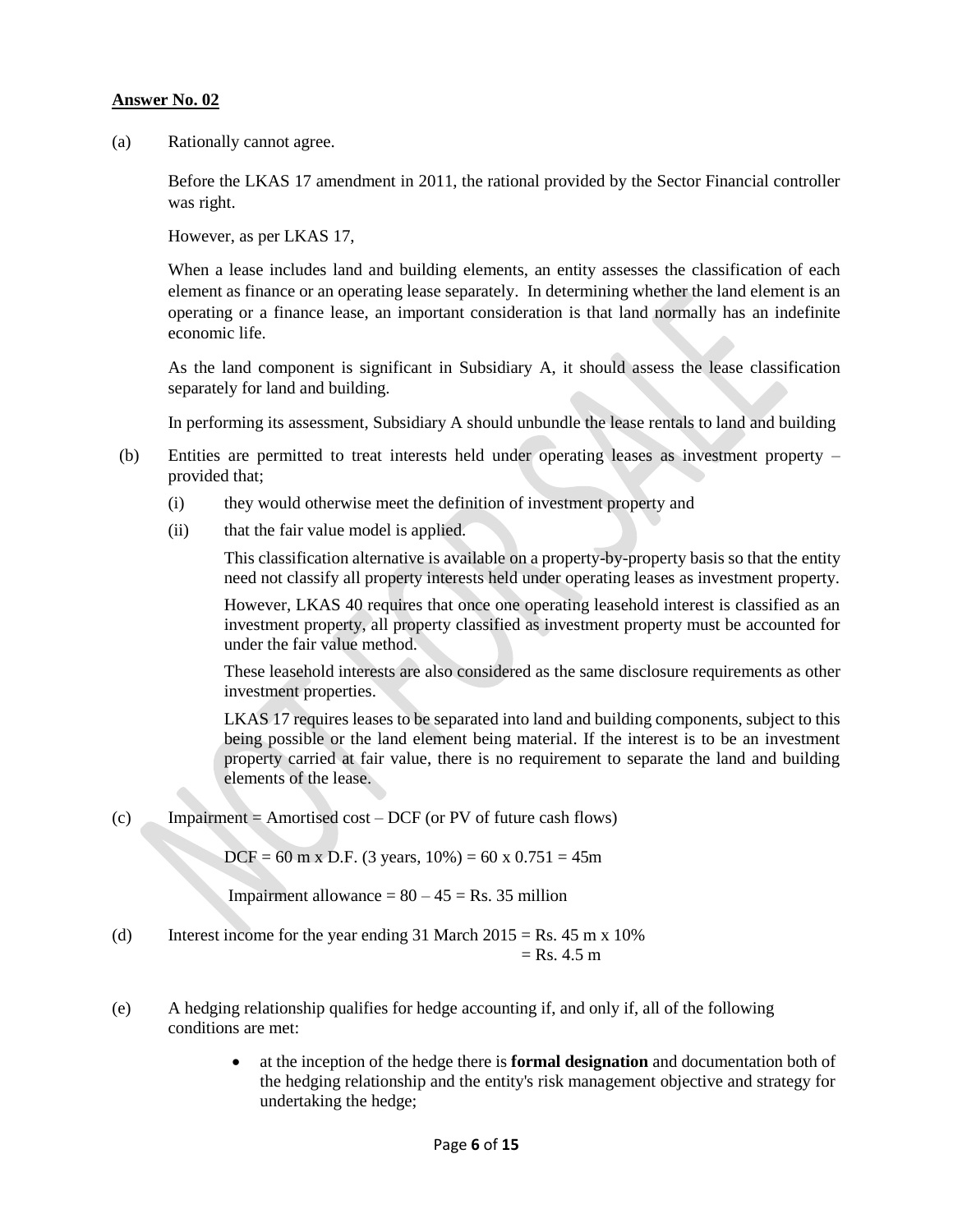**<u>Answer No. 02</u>**

(a) Rationally cannot agree.

Before the LKAS 17 amendment in 2011, the rational provided by the Sector Financial controller was right.

However, as per LKAS 17,

When a lease includes land and building elements, an entity assesses the classification of each element as finance or an operating lease separately. In determining whether the land element is an operating or a finance lease, an important consideration is that land normally has an indefinite economic life.

As the land component is significant in Subsidiary A, it should assess the lease classification separately for land and building.

In performing its assessment, Subsidiary A should unbundle the lease rentals to land and building

(b) Entities are permitted to treat interests held under operating leases as investment property – provided that;

(i) they would otherwise meet the definition of investment property and

(ii) that the fair value model is applied.

This classification alternative is available on a property-by-property basis so that the entity need not classify all property interests held under operating leases as investment property.

However, LKAS 40 requires that once one operating leasehold interest is classified as an investment property, all property classified as investment property must be accounted for under the fair value method.

These leasehold interests are also considered as the same disclosure requirements as other investment properties.

LKAS 17 requires leases to be separated into land and building components, subject to this being possible or the land element being material. If the interest is to be an investment property carried at fair value, there is no requirement to separate the land and building elements of the lease.

(c) Impairment = Amortised cost – DCF (or PV of future cash flows)

DCF = 60 m x D.F. (3 years, 10%) = 60 x 0.751 = 45m

Impairment allowance = 80 – 45 = Rs. 35 million

(d) Interest income for the year ending 31 March 2015 = Rs. 45 m x 10%
= Rs. 4.5 m

(e) A hedging relationship qualifies for hedge accounting if, and only if, all of the following conditions are met:

- at the inception of the hedge there is **formal designation** and documentation both of the hedging relationship and the entity's risk management objective and strategy for undertaking the hedge;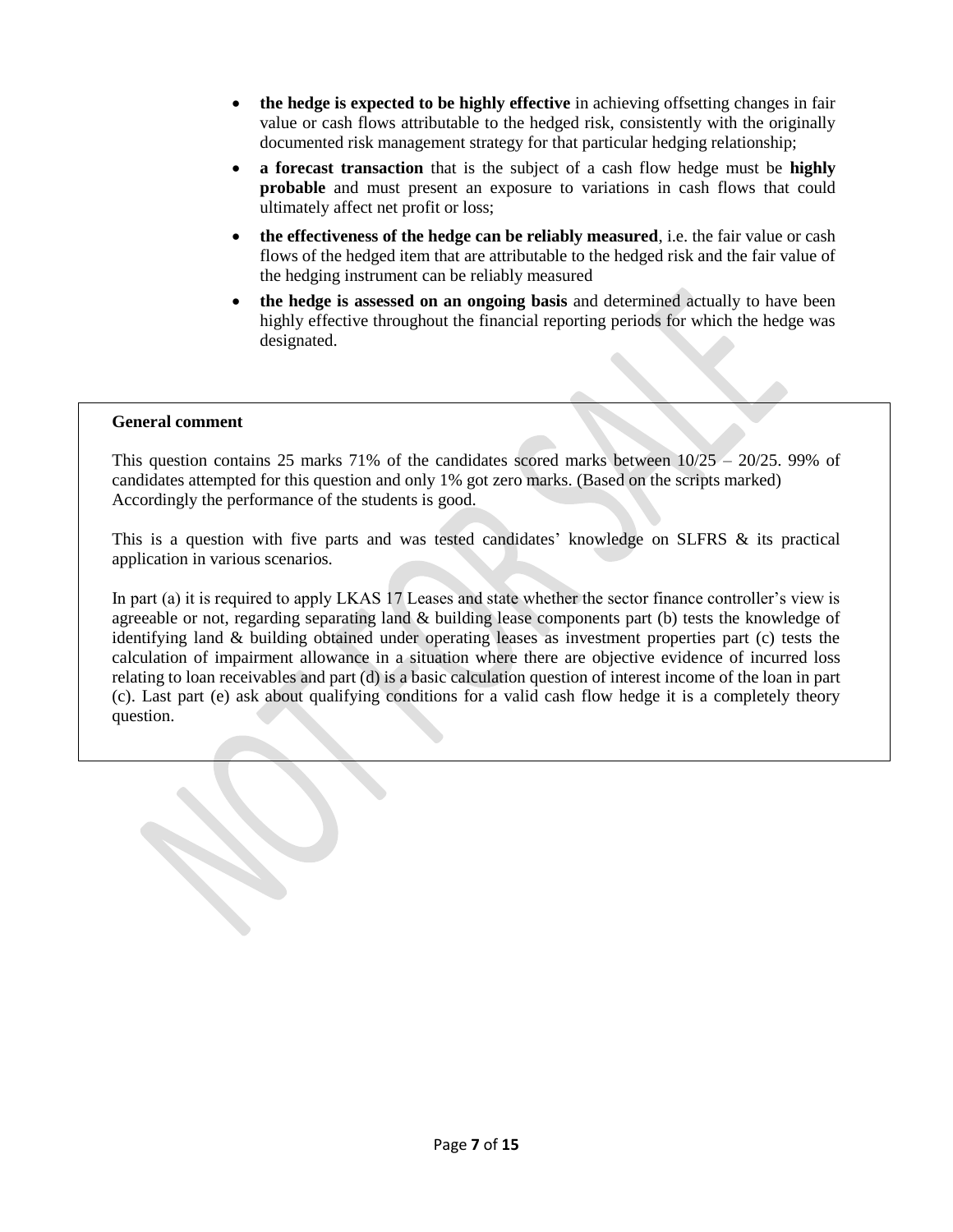- **the hedge is expected to be highly effective** in achieving offsetting changes in fair value or cash flows attributable to the hedged risk, consistently with the originally documented risk management strategy for that particular hedging relationship;
- **a forecast transaction** that is the subject of a cash flow hedge must be **highly probable** and must present an exposure to variations in cash flows that could ultimately affect net profit or loss;
- **the effectiveness of the hedge can be reliably measured**, i.e. the fair value or cash flows of the hedged item that are attributable to the hedged risk and the fair value of the hedging instrument can be reliably measured
- **the hedge is assessed on an ongoing basis** and determined actually to have been highly effective throughout the financial reporting periods for which the hedge was designated.

**General comment**

This question contains 25 marks 71% of the candidates scored marks between 10/25 – 20/25. 99% of candidates attempted for this question and only 1% got zero marks. (Based on the scripts marked) Accordingly the performance of the students is good.

This is a question with five parts and was tested candidates' knowledge on SLFRS & its practical application in various scenarios.

In part (a) it is required to apply LKAS 17 Leases and state whether the sector finance controller's view is agreeable or not, regarding separating land & building lease components part (b) tests the knowledge of identifying land & building obtained under operating leases as investment properties part (c) tests the calculation of impairment allowance in a situation where there are objective evidence of incurred loss relating to loan receivables and part (d) is a basic calculation question of interest income of the loan in part (c). Last part (e) ask about qualifying conditions for a valid cash flow hedge it is a completely theory question.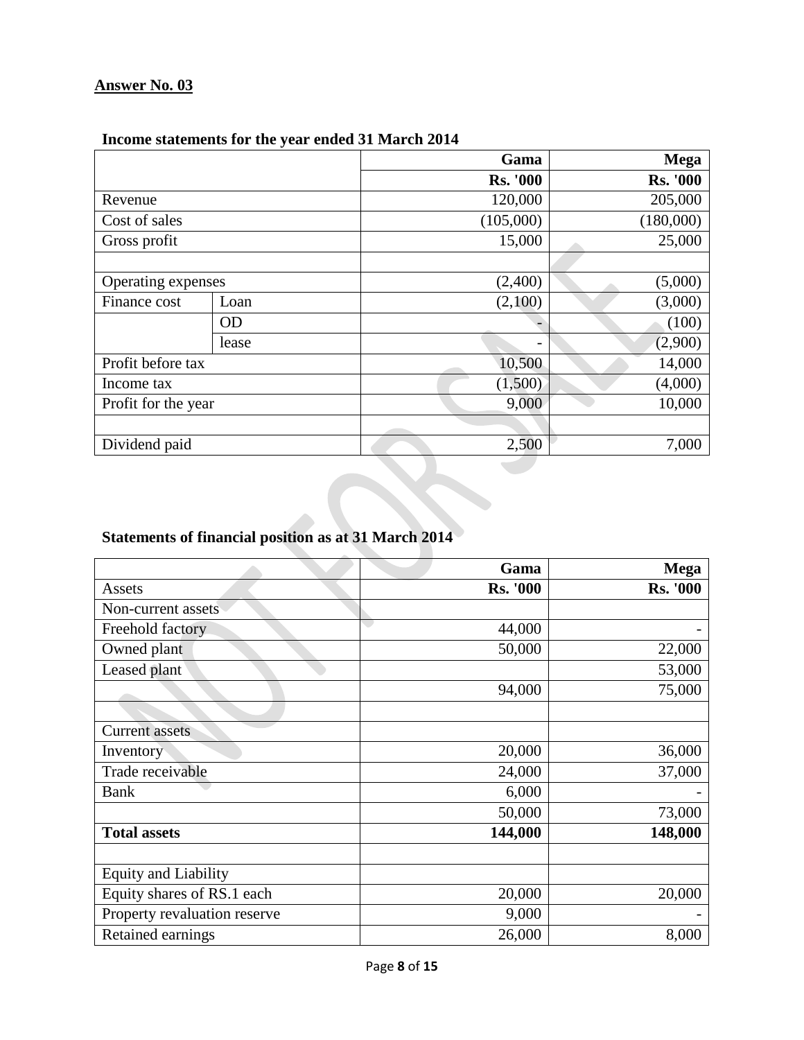## Answer No. 03

### Income statements for the year ended 31 March 2014

| | | Gama | Mega |
|---|---|---|---|
| | | **Rs. '000** | **Rs. '000** |
| Revenue | | 120,000 | 205,000 |
| Cost of sales | | (105,000) | (180,000) |
| Gross profit | | 15,000 | 25,000 |
| | | | |
| Operating expenses | | (2,400) | (5,000) |
| Finance cost | Loan | (2,100) | (3,000) |
| | OD | - | (100) |
| | lease | - | (2,900) |
| Profit before tax | | 10,500 | 14,000 |
| Income tax | | (1,500) | (4,000) |
| Profit for the year | | 9,000 | 10,000 |
| | | | |
| Dividend paid | | 2,500 | 7,000 |

### Statements of financial position as at 31 March 2014

| | Gama | Mega |
|---|---|---|
| Assets | **Rs. '000** | **Rs. '000** |
| Non-current assets | | |
| Freehold factory | 44,000 | - |
| Owned plant | 50,000 | 22,000 |
| Leased plant | | 53,000 |
| | 94,000 | 75,000 |
| | | |
| Current assets | | |
| Inventory | 20,000 | 36,000 |
| Trade receivable | 24,000 | 37,000 |
| Bank | 6,000 | - |
| | 50,000 | 73,000 |
| **Total assets** | **144,000** | **148,000** |
| | | |
| Equity and Liability | | |
| Equity shares of RS.1 each | 20,000 | 20,000 |
| Property revaluation reserve | 9,000 | - |
| Retained earnings | 26,000 | 8,000 |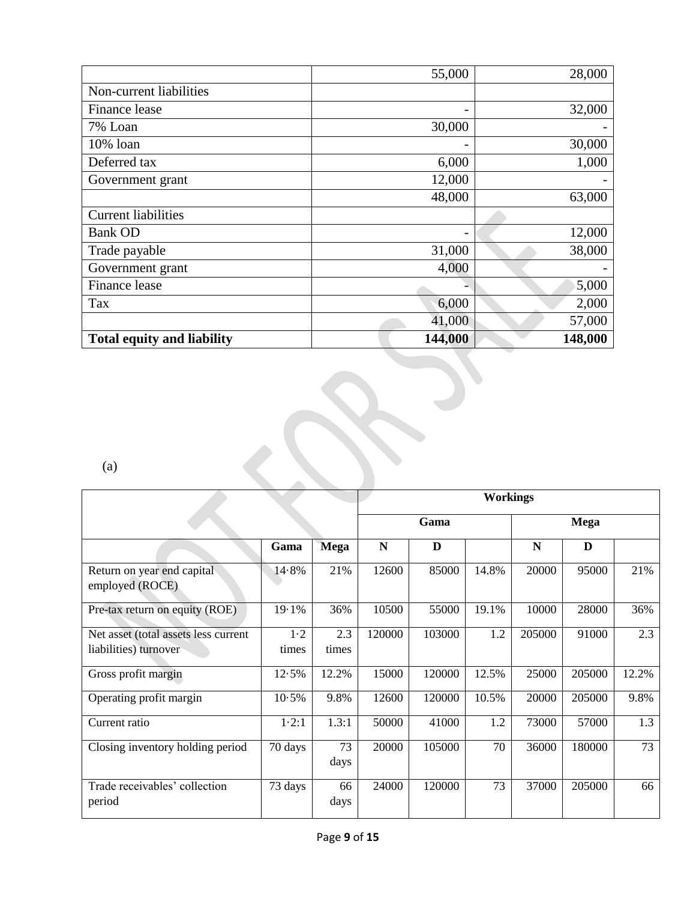| | | |
|---|---|---|
| | 55,000 | 28,000 |
| Non-current liabilities | | |
| Finance lease | - | 32,000 |
| 7% Loan | 30,000 | - |
| 10% loan | - | 30,000 |
| Deferred tax | 6,000 | 1,000 |
| Government grant | 12,000 | - |
| | 48,000 | 63,000 |
| Current liabilities | | |
| Bank OD | - | 12,000 |
| Trade payable | 31,000 | 38,000 |
| Government grant | 4,000 | - |
| Finance lease | - | 5,000 |
| Tax | 6,000 | 2,000 |
| | 41,000 | 57,000 |
| **Total equity and liability** | **144,000** | **148,000** |

(a)

| | | | **Workings** | | | | | |
|---|---|---|---|---|---|---|---|---|
| | | | **Gama** | | | **Mega** | | |
| | **Gama** | **Mega** | **N** | **D** | | **N** | **D** | |
| Return on year end capital employed (ROCE) | 14·8% | 21% | 12600 | 85000 | 14.8% | 20000 | 95000 | 21% |
| Pre-tax return on equity (ROE) | 19·1% | 36% | 10500 | 55000 | 19.1% | 10000 | 28000 | 36% |
| Net asset (total assets less current liabilities) turnover | 1·2 times | 2.3 times | 120000 | 103000 | 1.2 | 205000 | 91000 | 2.3 |
| Gross profit margin | 12·5% | 12.2% | 15000 | 120000 | 12.5% | 25000 | 205000 | 12.2% |
| Operating profit margin | 10·5% | 9.8% | 12600 | 120000 | 10.5% | 20000 | 205000 | 9.8% |
| Current ratio | 1·2:1 | 1.3:1 | 50000 | 41000 | 1.2 | 73000 | 57000 | 1.3 |
| Closing inventory holding period | 70 days | 73 days | 20000 | 105000 | 70 | 36000 | 180000 | 73 |
| Trade receivables' collection period | 73 days | 66 days | 24000 | 120000 | 73 | 37000 | 205000 | 66 |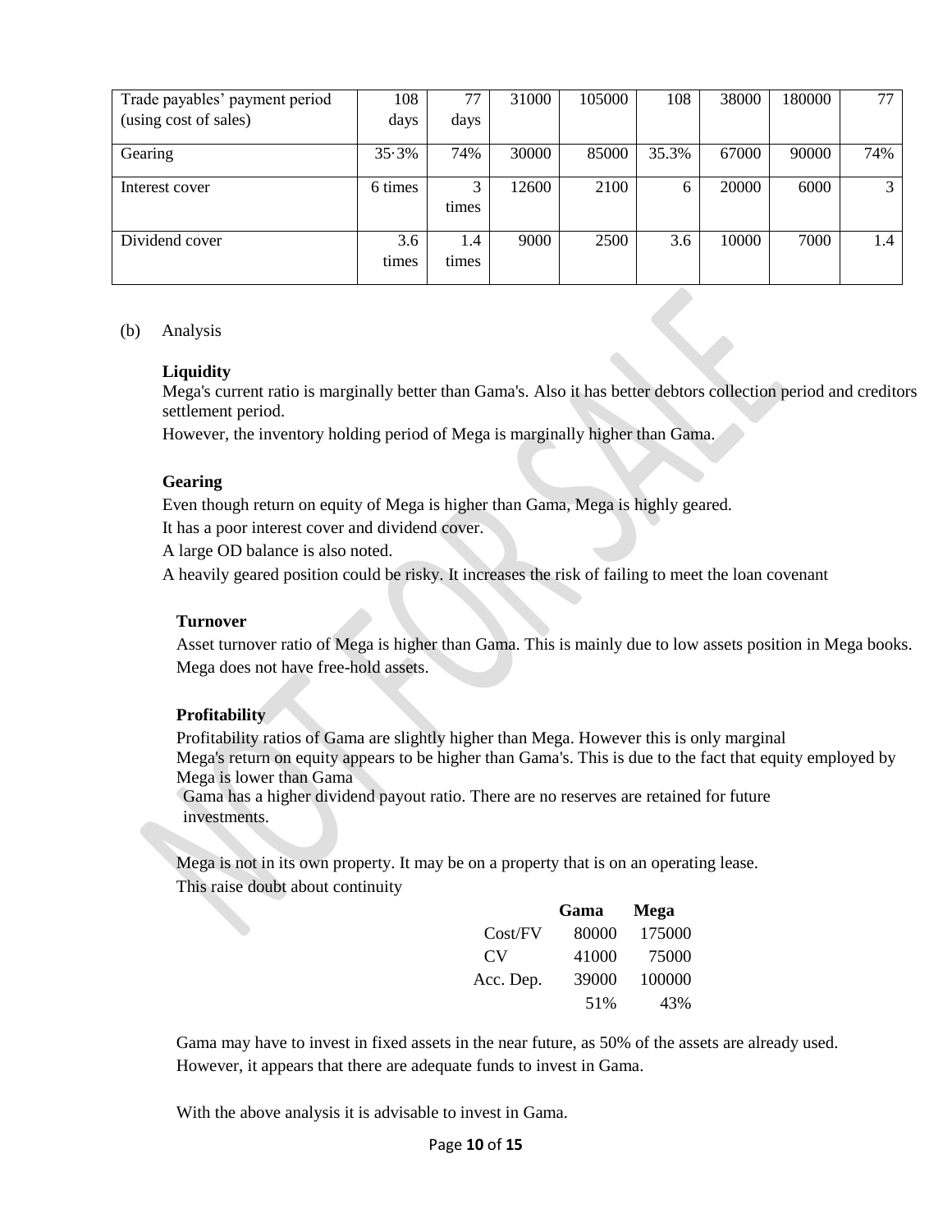| Trade payables' payment period (using cost of sales) | 108 days | 77 days | 31000 | 105000 | 108 | 38000 | 180000 | 77 |
|---|---|---|---|---|---|---|---|---|
| Gearing | 35·3% | 74% | 30000 | 85000 | 35.3% | 67000 | 90000 | 74% |
| Interest cover | 6 times | 3 times | 12600 | 2100 | 6 | 20000 | 6000 | 3 |
| Dividend cover | 3.6 times | 1.4 times | 9000 | 2500 | 3.6 | 10000 | 7000 | 1.4 |

(b) Analysis

**Liquidity**

Mega's current ratio is marginally better than Gama's. Also it has better debtors collection period and creditors settlement period.

However, the inventory holding period of Mega is marginally higher than Gama.

**Gearing**

Even though return on equity of Mega is higher than Gama, Mega is highly geared.

It has a poor interest cover and dividend cover.

A large OD balance is also noted.

A heavily geared position could be risky. It increases the risk of failing to meet the loan covenant

**Turnover**

Asset turnover ratio of Mega is higher than Gama. This is mainly due to low assets position in Mega books. Mega does not have free-hold assets.

**Profitability**

Profitability ratios of Gama are slightly higher than Mega. However this is only marginal

Mega's return on equity appears to be higher than Gama's. This is due to the fact that equity employed by Mega is lower than Gama

Gama has a higher dividend payout ratio. There are no reserves are retained for future investments.

Mega is not in its own property. It may be on a property that is on an operating lease.

This raise doubt about continuity

| | Gama | Mega |
|---|---|---|
| Cost/FV | 80000 | 175000 |
| CV | 41000 | 75000 |
| Acc. Dep. | 39000 | 100000 |
| | 51% | 43% |

Gama may have to invest in fixed assets in the near future, as 50% of the assets are already used.

However, it appears that there are adequate funds to invest in Gama.

With the above analysis it is advisable to invest in Gama.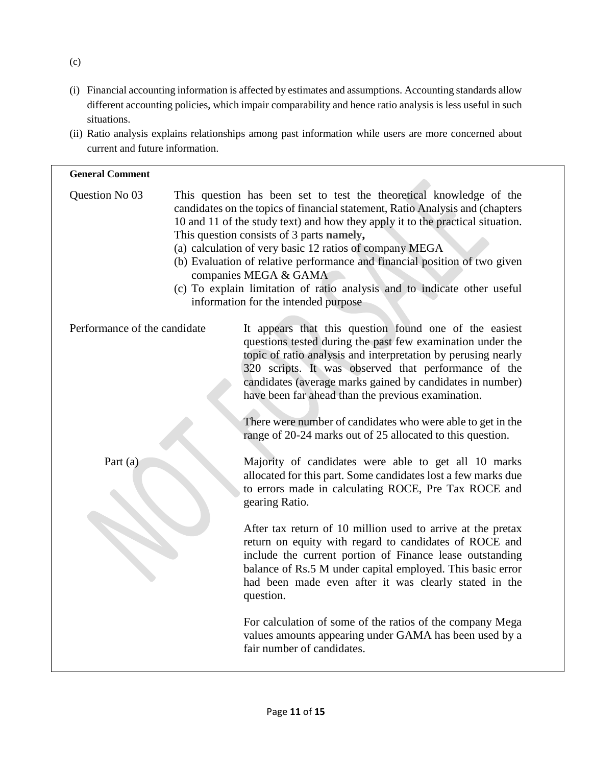(c)

(i) Financial accounting information is affected by estimates and assumptions. Accounting standards allow different accounting policies, which impair comparability and hence ratio analysis is less useful in such situations.

(ii) Ratio analysis explains relationships among past information while users are more concerned about current and future information.

**General Comment**

Question No 03 — This question has been set to test the theoretical knowledge of the candidates on the topics of financial statement, Ratio Analysis and (chapters 10 and 11 of the study text) and how they apply it to the practical situation. This question consists of 3 parts **namely,**

(a) calculation of very basic 12 ratios of company MEGA
(b) Evaluation of relative performance and financial position of two given companies MEGA & GAMA
(c) To explain limitation of ratio analysis and to indicate other useful information for the intended purpose

Performance of the candidate — It appears that this question found one of the easiest questions tested during the past few examination under the topic of ratio analysis and interpretation by perusing nearly 320 scripts. It was observed that performance of the candidates (average marks gained by candidates in number) have been far ahead than the previous examination.

There were number of candidates who were able to get in the range of 20-24 marks out of 25 allocated to this question.

Part (a) — Majority of candidates were able to get all 10 marks allocated for this part. Some candidates lost a few marks due to errors made in calculating ROCE, Pre Tax ROCE and gearing Ratio.

After tax return of 10 million used to arrive at the pretax return on equity with regard to candidates of ROCE and include the current portion of Finance lease outstanding balance of Rs.5 M under capital employed. This basic error had been made even after it was clearly stated in the question.

For calculation of some of the ratios of the company Mega values amounts appearing under GAMA has been used by a fair number of candidates.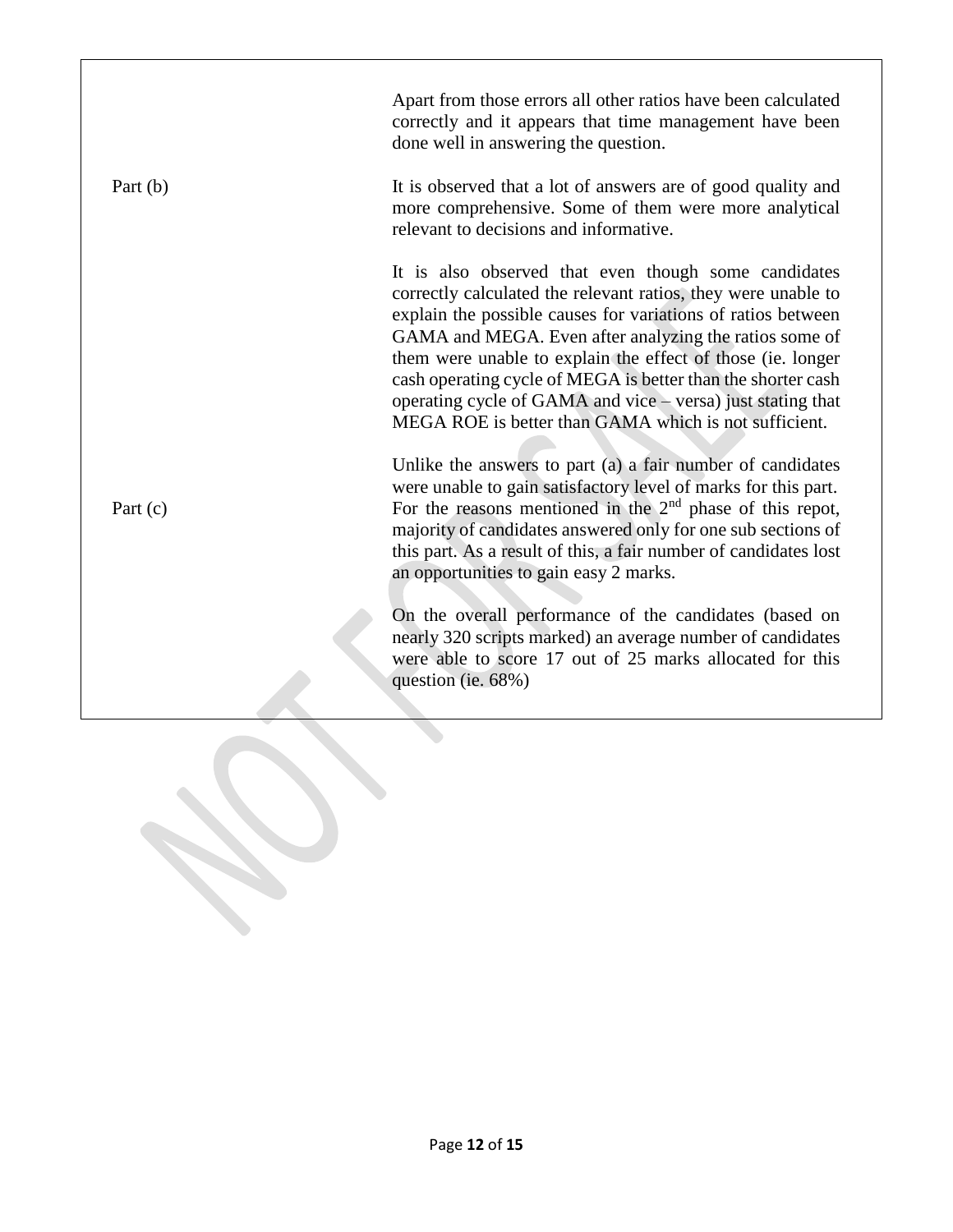| | |
|---|---|
| | Apart from those errors all other ratios have been calculated correctly and it appears that time management have been done well in answering the question. |
| Part (b) | It is observed that a lot of answers are of good quality and more comprehensive. Some of them were more analytical relevant to decisions and informative.<br><br>It is also observed that even though some candidates correctly calculated the relevant ratios, they were unable to explain the possible causes for variations of ratios between GAMA and MEGA. Even after analyzing the ratios some of them were unable to explain the effect of those (ie. longer cash operating cycle of MEGA is better than the shorter cash operating cycle of GAMA and vice – versa) just stating that MEGA ROE is better than GAMA which is not sufficient. |
| Part (c) | Unlike the answers to part (a) a fair number of candidates were unable to gain satisfactory level of marks for this part. For the reasons mentioned in the 2nd phase of this repot, majority of candidates answered only for one sub sections of this part. As a result of this, a fair number of candidates lost an opportunities to gain easy 2 marks.<br><br>On the overall performance of the candidates (based on nearly 320 scripts marked) an average number of candidates were able to score 17 out of 25 marks allocated for this question (ie. 68%) |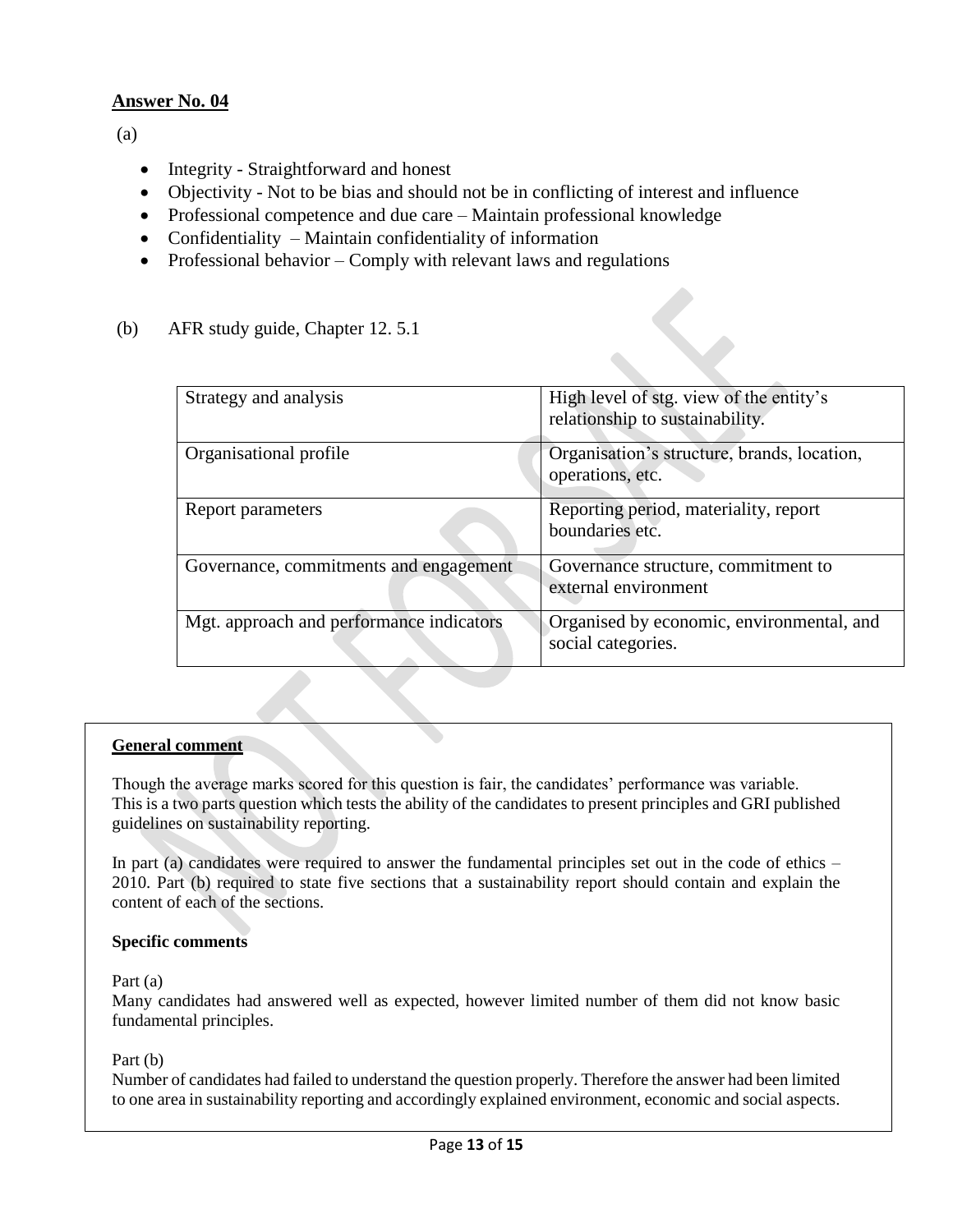## Answer No. 04

(a)

- Integrity - Straightforward and honest
- Objectivity - Not to be bias and should not be in conflicting of interest and influence
- Professional competence and due care – Maintain professional knowledge
- Confidentiality – Maintain confidentiality of information
- Professional behavior – Comply with relevant laws and regulations

(b) AFR study guide, Chapter 12. 5.1

| | |
|---|---|
| Strategy and analysis | High level of stg. view of the entity's relationship to sustainability. |
| Organisational profile | Organisation's structure, brands, location, operations, etc. |
| Report parameters | Reporting period, materiality, report boundaries etc. |
| Governance, commitments and engagement | Governance structure, commitment to external environment |
| Mgt. approach and performance indicators | Organised by economic, environmental, and social categories. |

**General comment**

Though the average marks scored for this question is fair, the candidates' performance was variable. This is a two parts question which tests the ability of the candidates to present principles and GRI published guidelines on sustainability reporting.

In part (a) candidates were required to answer the fundamental principles set out in the code of ethics – 2010. Part (b) required to state five sections that a sustainability report should contain and explain the content of each of the sections.

**Specific comments**

Part (a)
Many candidates had answered well as expected, however limited number of them did not know basic fundamental principles.

Part (b)
Number of candidates had failed to understand the question properly. Therefore the answer had been limited to one area in sustainability reporting and accordingly explained environment, economic and social aspects.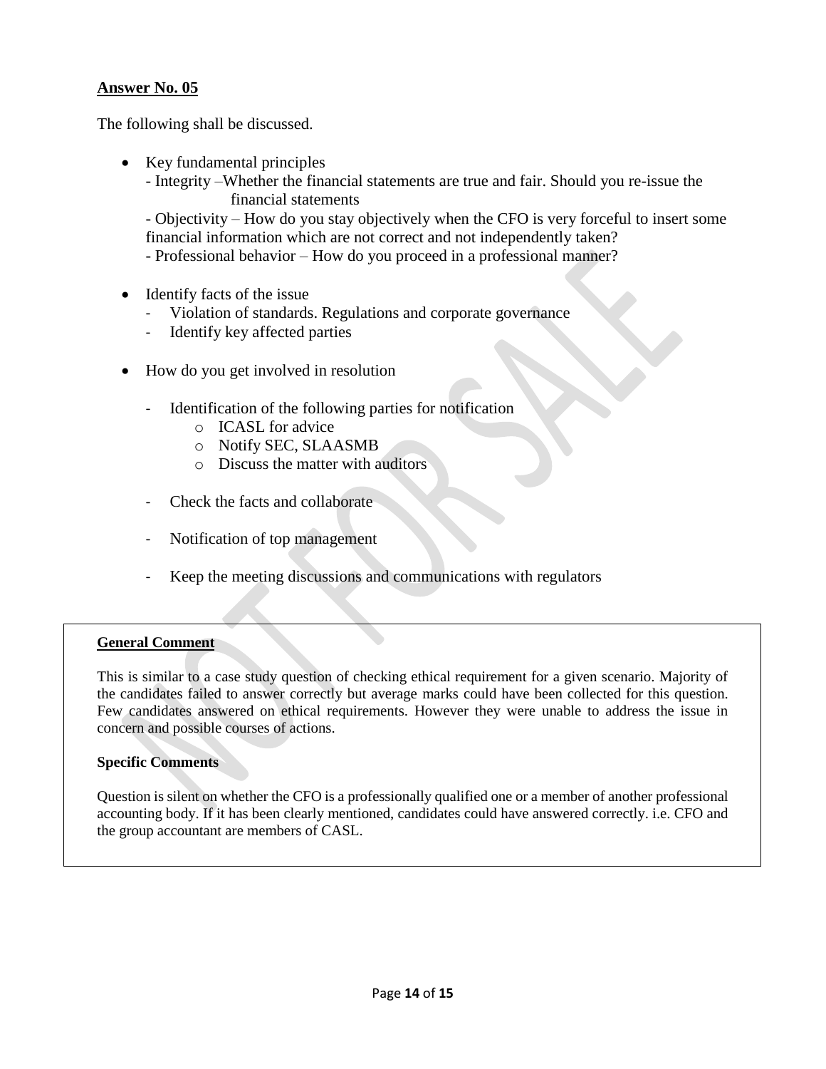**Answer No. 05**

The following shall be discussed.

- Key fundamental principles
  - Integrity –Whether the financial statements are true and fair. Should you re-issue the financial statements
  - Objectivity – How do you stay objectively when the CFO is very forceful to insert some financial information which are not correct and not independently taken?
  - Professional behavior – How do you proceed in a professional manner?

- Identify facts of the issue
  - Violation of standards. Regulations and corporate governance
  - Identify key affected parties

- How do you get involved in resolution
  - Identification of the following parties for notification
    - ICASL for advice
    - Notify SEC, SLAASMB
    - Discuss the matter with auditors
  - Check the facts and collaborate
  - Notification of top management
  - Keep the meeting discussions and communications with regulators

**General Comment**

This is similar to a case study question of checking ethical requirement for a given scenario. Majority of the candidates failed to answer correctly but average marks could have been collected for this question. Few candidates answered on ethical requirements. However they were unable to address the issue in concern and possible courses of actions.

**Specific Comments**

Question is silent on whether the CFO is a professionally qualified one or a member of another professional accounting body. If it has been clearly mentioned, candidates could have answered correctly. i.e. CFO and the group accountant are members of CASL.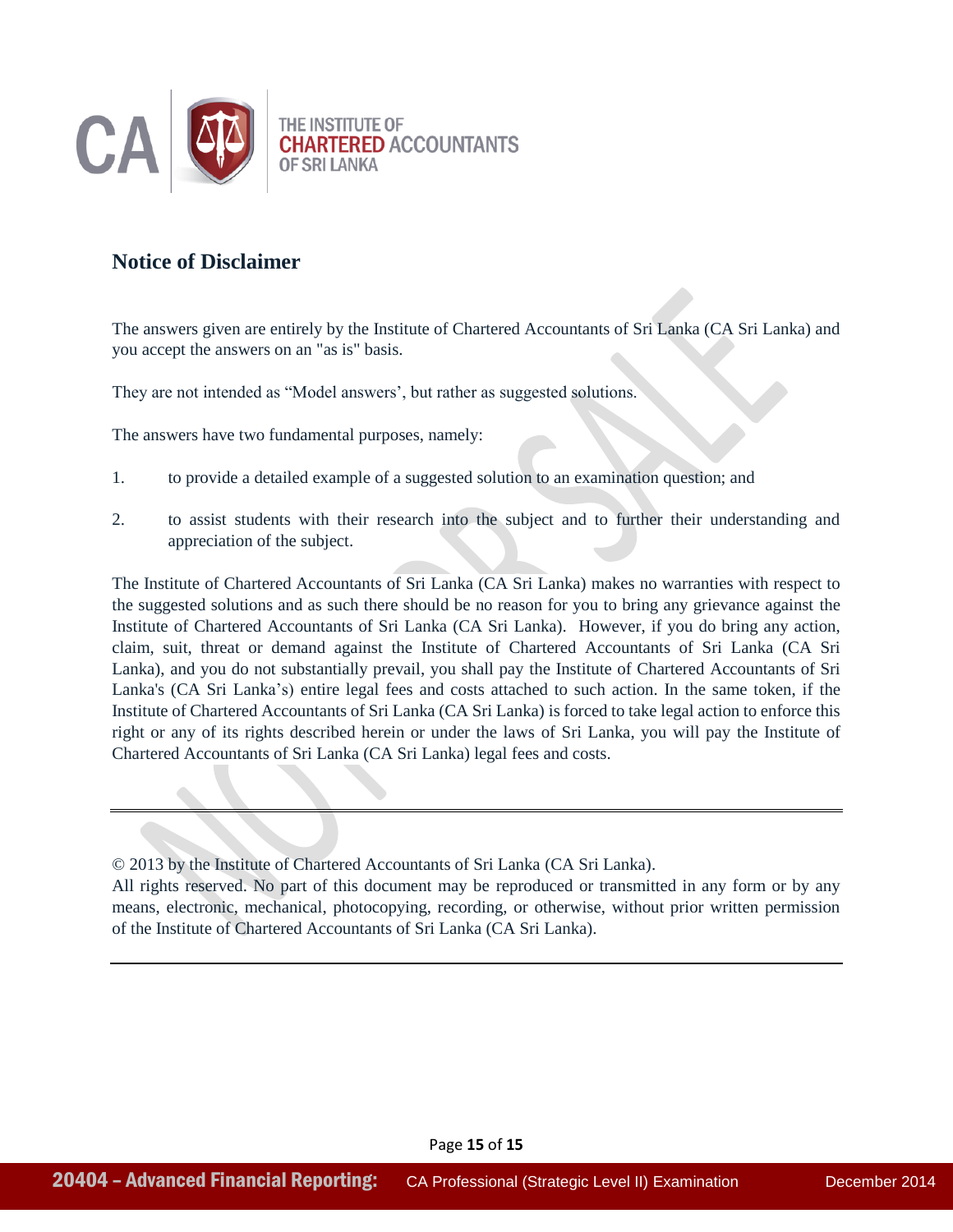THE INSTITUTE OF CHARTERED ACCOUNTANTS OF SRI LANKA

## Notice of Disclaimer

The answers given are entirely by the Institute of Chartered Accountants of Sri Lanka (CA Sri Lanka) and you accept the answers on an "as is" basis.

They are not intended as "Model answers', but rather as suggested solutions.

The answers have two fundamental purposes, namely:

1. to provide a detailed example of a suggested solution to an examination question; and

2. to assist students with their research into the subject and to further their understanding and appreciation of the subject.

The Institute of Chartered Accountants of Sri Lanka (CA Sri Lanka) makes no warranties with respect to the suggested solutions and as such there should be no reason for you to bring any grievance against the Institute of Chartered Accountants of Sri Lanka (CA Sri Lanka). However, if you do bring any action, claim, suit, threat or demand against the Institute of Chartered Accountants of Sri Lanka (CA Sri Lanka), and you do not substantially prevail, you shall pay the Institute of Chartered Accountants of Sri Lanka's (CA Sri Lanka's) entire legal fees and costs attached to such action. In the same token, if the Institute of Chartered Accountants of Sri Lanka (CA Sri Lanka) is forced to take legal action to enforce this right or any of its rights described herein or under the laws of Sri Lanka, you will pay the Institute of Chartered Accountants of Sri Lanka (CA Sri Lanka) legal fees and costs.

---

© 2013 by the Institute of Chartered Accountants of Sri Lanka (CA Sri Lanka).
All rights reserved. No part of this document may be reproduced or transmitted in any form or by any means, electronic, mechanical, photocopying, recording, or otherwise, without prior written permission of the Institute of Chartered Accountants of Sri Lanka (CA Sri Lanka).

---